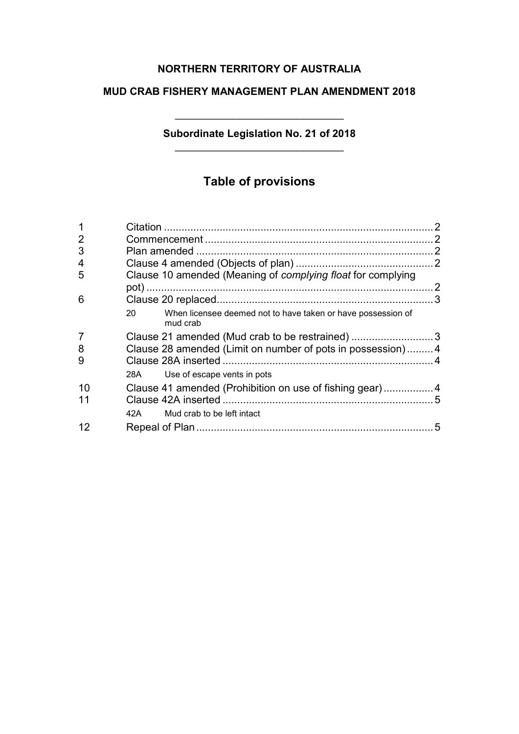**NORTHERN TERRITORY OF AUSTRALIA**

**MUD CRAB FISHERY MANAGEMENT PLAN AMENDMENT 2018**

**Subordinate Legislation No. 21 of 2018**

## Table of provisions

| | | |
|---|---|---|
| 1 | Citation | 2 |
| 2 | Commencement | 2 |
| 3 | Plan amended | 2 |
| 4 | Clause 4 amended (Objects of plan) | 2 |
| 5 | Clause 10 amended (Meaning of *complying float* for complying pot) | 2 |
| 6 | Clause 20 replaced | 3 |
| | 20 When licensee deemed not to have taken or have possession of mud crab | |
| 7 | Clause 21 amended (Mud crab to be restrained) | 3 |
| 8 | Clause 28 amended (Limit on number of pots in possession) | 4 |
| 9 | Clause 28A inserted | 4 |
| | 28A Use of escape vents in pots | |
| 10 | Clause 41 amended (Prohibition on use of fishing gear) | 4 |
| 11 | Clause 42A inserted | 5 |
| | 42A Mud crab to be left intact | |
| 12 | Repeal of Plan | 5 |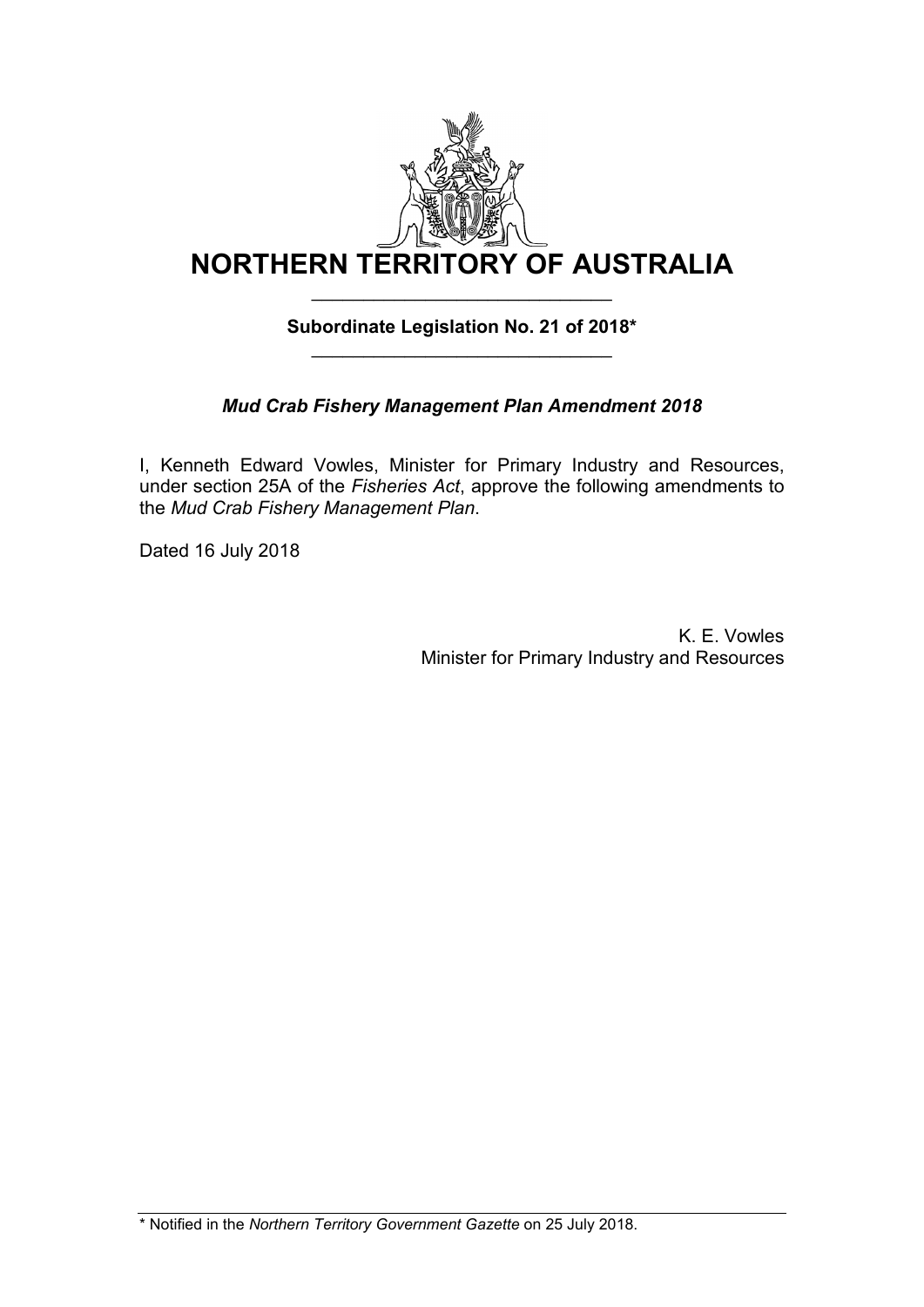# NORTHERN TERRITORY OF AUSTRALIA

**Subordinate Legislation No. 21 of 2018***

***Mud Crab Fishery Management Plan Amendment 2018***

I, Kenneth Edward Vowles, Minister for Primary Industry and Resources, under section 25A of the *Fisheries Act*, approve the following amendments to the *Mud Crab Fishery Management Plan*.

Dated 16 July 2018

K. E. Vowles
Minister for Primary Industry and Resources

* Notified in the *Northern Territory Government Gazette* on 25 July 2018.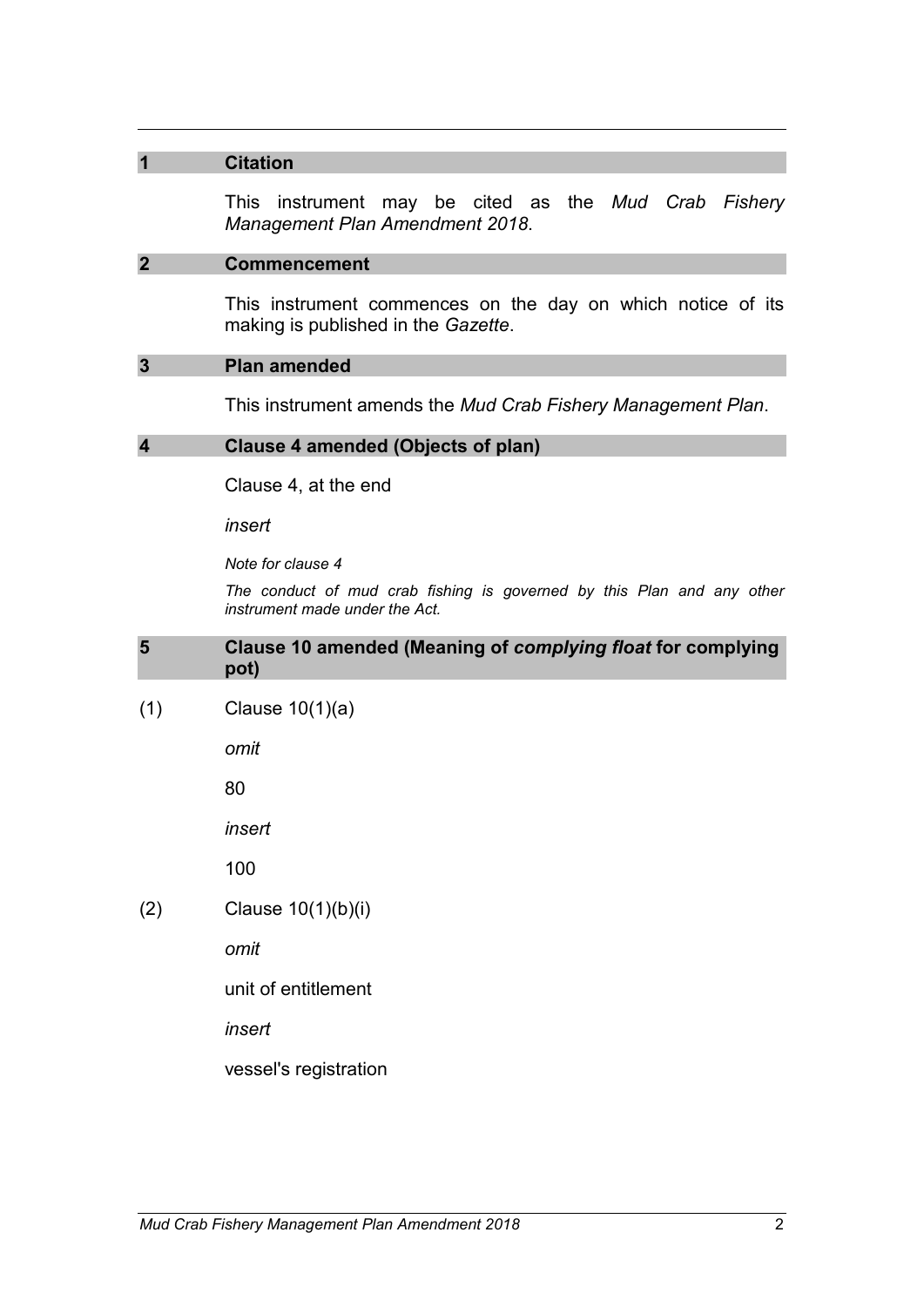## 1 Citation

This instrument may be cited as the *Mud Crab Fishery Management Plan Amendment 2018*.

## 2 Commencement

This instrument commences on the day on which notice of its making is published in the *Gazette*.

## 3 Plan amended

This instrument amends the *Mud Crab Fishery Management Plan*.

## 4 Clause 4 amended (Objects of plan)

Clause 4, at the end

*insert*

*Note for clause 4*

*The conduct of mud crab fishing is governed by this Plan and any other instrument made under the Act.*

## 5 Clause 10 amended (Meaning of *complying float* for complying pot)

(1) Clause 10(1)(a)

*omit*

80

*insert*

100

(2) Clause 10(1)(b)(i)

*omit*

unit of entitlement

*insert*

vessel's registration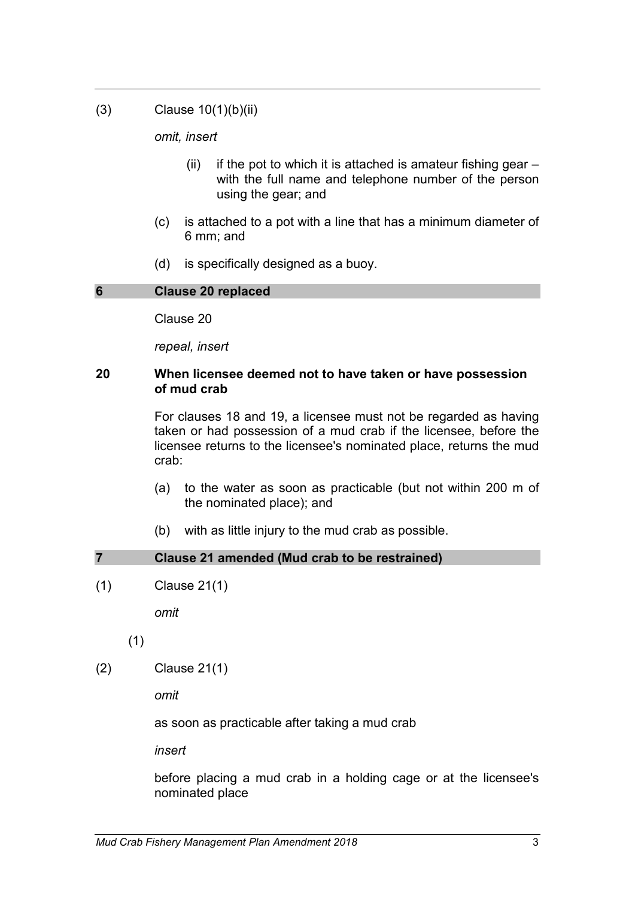(3) Clause 10(1)(b)(ii)

*omit, insert*

(ii) if the pot to which it is attached is amateur fishing gear – with the full name and telephone number of the person using the gear; and

(c) is attached to a pot with a line that has a minimum diameter of 6 mm; and

(d) is specifically designed as a buoy.

## 6 Clause 20 replaced

Clause 20

*repeal, insert*

### 20 When licensee deemed not to have taken or have possession of mud crab

For clauses 18 and 19, a licensee must not be regarded as having taken or had possession of a mud crab if the licensee, before the licensee returns to the licensee's nominated place, returns the mud crab:

(a) to the water as soon as practicable (but not within 200 m of the nominated place); and

(b) with as little injury to the mud crab as possible.

## 7 Clause 21 amended (Mud crab to be restrained)

(1) Clause 21(1)

*omit*

(1)

(2) Clause 21(1)

*omit*

as soon as practicable after taking a mud crab

*insert*

before placing a mud crab in a holding cage or at the licensee's nominated place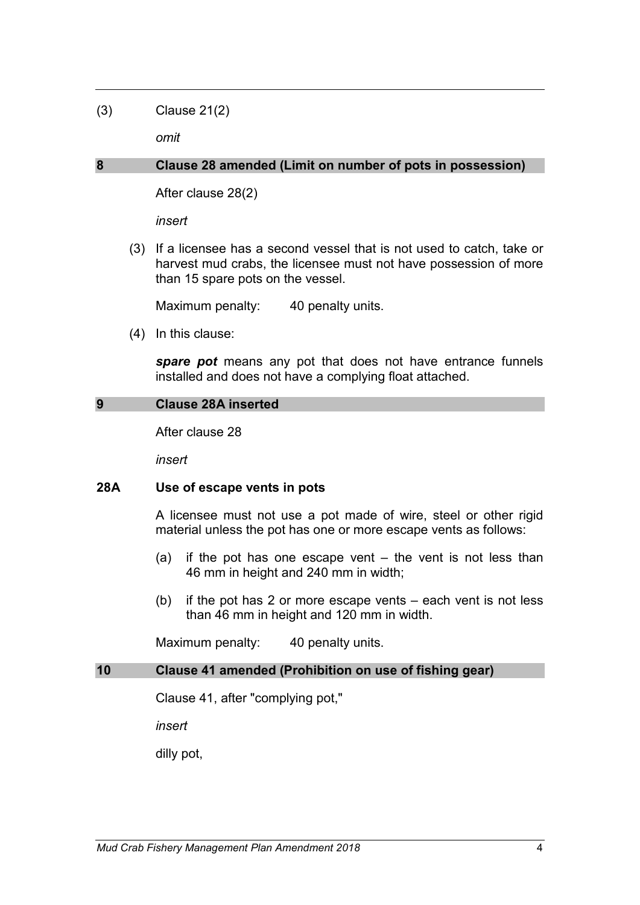(3) Clause 21(2)

*omit*

## 8 Clause 28 amended (Limit on number of pots in possession)

After clause 28(2)

*insert*

(3) If a licensee has a second vessel that is not used to catch, take or harvest mud crabs, the licensee must not have possession of more than 15 spare pots on the vessel.

Maximum penalty: 40 penalty units.

(4) In this clause:

***spare pot*** means any pot that does not have entrance funnels installed and does not have a complying float attached.

## 9 Clause 28A inserted

After clause 28

*insert*

### 28A Use of escape vents in pots

A licensee must not use a pot made of wire, steel or other rigid material unless the pot has one or more escape vents as follows:

(a) if the pot has one escape vent – the vent is not less than 46 mm in height and 240 mm in width;

(b) if the pot has 2 or more escape vents – each vent is not less than 46 mm in height and 120 mm in width.

Maximum penalty: 40 penalty units.

## 10 Clause 41 amended (Prohibition on use of fishing gear)

Clause 41, after "complying pot,"

*insert*

dilly pot,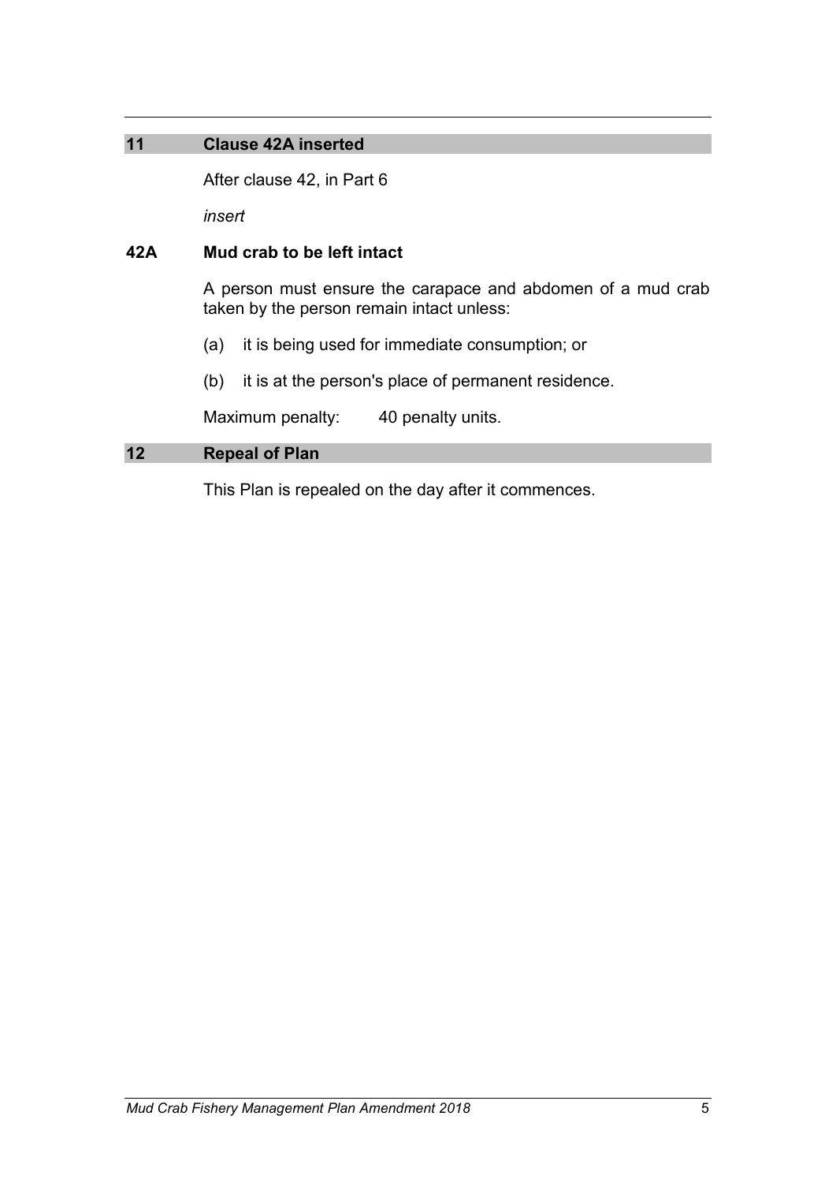## 11 Clause 42A inserted

After clause 42, in Part 6

*insert*

### 42A Mud crab to be left intact

A person must ensure the carapace and abdomen of a mud crab taken by the person remain intact unless:

(a) it is being used for immediate consumption; or

(b) it is at the person's place of permanent residence.

Maximum penalty: 40 penalty units.

## 12 Repeal of Plan

This Plan is repealed on the day after it commences.